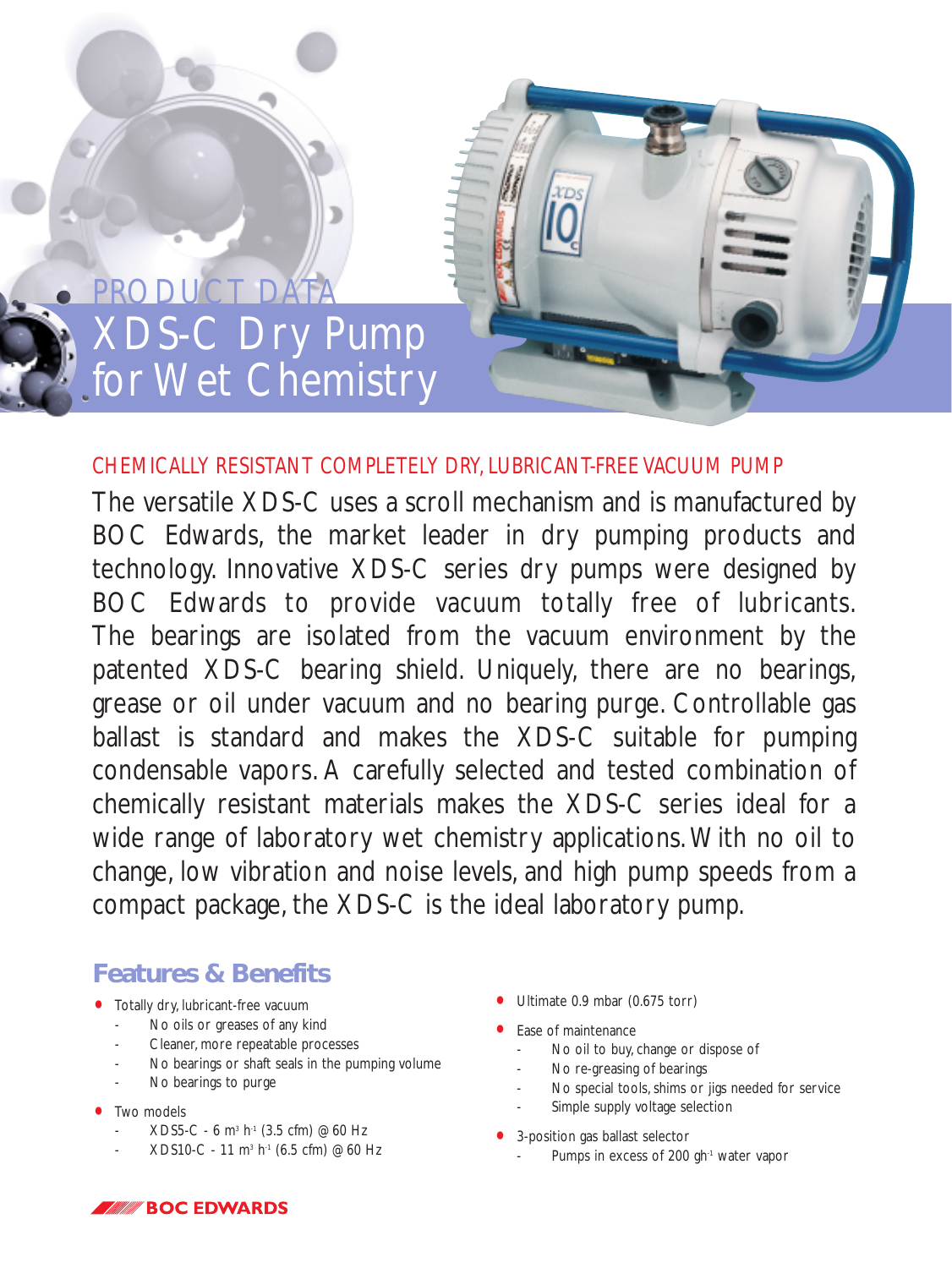PRODUCT DATA

# XDS-C Dry Pump for Wet Chemistry

## CHEMICALLY RESISTANT COMPLETELY DRY, LUBRICANT-FREE VACUUM PUMP

The versatile XDS-C uses a scroll mechanism and is manufactured by BOC Edwards, the market leader in dry pumping products and technology. Innovative XDS-C series dry pumps were designed by BOC Edwards to provide vacuum totally free of lubricants. The bearings are isolated from the vacuum environment by the patented XDS-C bearing shield. Uniquely, there are no bearings, grease or oil under vacuum and no bearing purge. Controllable gas ballast is standard and makes the XDS-C suitable for pumping condensable vapors. A carefully selected and tested combination of chemically resistant materials makes the XDS-C series ideal for a wide range of laboratory wet chemistry applications. With no oil to change, low vibration and noise levels, and high pump speeds from a compact package, the XDS-C is the ideal laboratory pump.

## Features & Benefits

- Totally dry, lubricant-free vacuum
  - No oils or greases of any kind
  - Cleaner, more repeatable processes
  - No bearings or shaft seals in the pumping volume
  - No bearings to purge
- Two models
  - XDS5-C - 6 $m^3 h^{-1}$ (3.5 cfm) @ 60 Hz
  - XDS10-C - 11 $m^3 h^{-1}$ (6.5 cfm) @ 60 Hz
- Ultimate 0.9 mbar (0.675 torr)
- Ease of maintenance
  - No oil to buy, change or dispose of
  - No re-greasing of bearings
  - No special tools, shims or jigs needed for service
  - Simple supply voltage selection
- 3-position gas ballast selector
  - Pumps in excess of 200 $gh^{-1}$ water vapor

BOC EDWARDS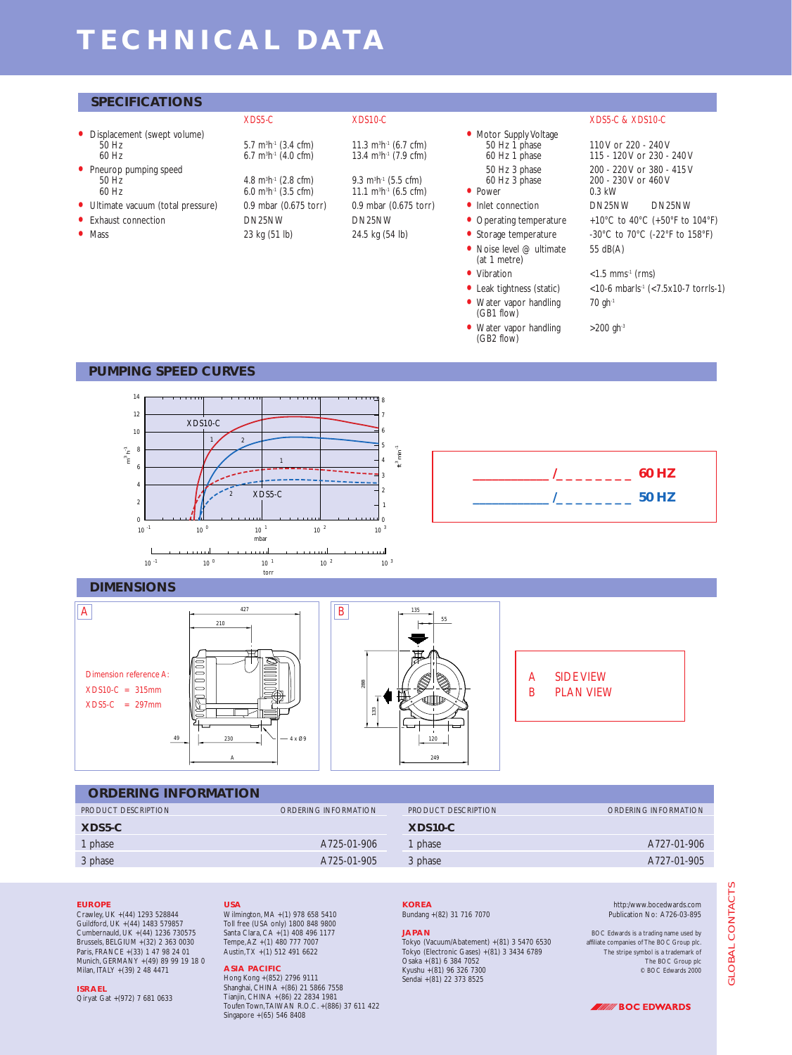# TECHNICAL DATA

## SPECIFICATIONS

| | XDS5-C | XDS10-C |
|---|---|---|
| • Displacement (swept volume) | | |
| 50 Hz | 5.7 $m^3h^{-1}$ (3.4 cfm) | 11.3 $m^3h^{-1}$ (6.7 cfm) |
| 60 Hz | 6.7 $m^3h^{-1}$ (4.0 cfm) | 13.4 $m^3h^{-1}$ (7.9 cfm) |
| • Pneurop pumping speed | | |
| 50 Hz | 4.8 $m^3h^{-1}$ (2.8 cfm) | 9.3 $m^3h^{-1}$ (5.5 cfm) |
| 60 Hz | 6.0 $m^3h^{-1}$ (3.5 cfm) | 11.1 $m^3h^{-1}$ (6.5 cfm) |
| • Ultimate vacuum (total pressure) | 0.9 mbar (0.675 torr) | 0.9 mbar (0.675 torr) |
| • Exhaust connection | DN25NW | DN25NW |
| • Mass | 23 kg (51 lb) | 24.5 kg (54 lb) |

| | XDS5-C & XDS10-C | |
|---|---|---|
| • Motor Supply Voltage | | |
| 50 Hz 1 phase | 110V or 220 - 240V | |
| 60 Hz 1 phase | 115 - 120V or 230 - 240V | |
| 50 Hz 3 phase | 200 - 220V or 380 - 415V | |
| 60 Hz 3 phase | 200 - 230V or 460V | |
| • Power | 0.3 kW | |
| • Inlet connection | DN25NW | DN25NW |
| • Operating temperature | +10°C to 40°C (+50°F to 104°F) | |
| • Storage temperature | -30°C to 70°C (-22°F to 158°F) | |
| • Noise level @ ultimate (at 1 metre) | 55 dB(A) | |
| • Vibration | <1.5 $mms^{-1}$ (rms) | |
| • Leak tightness (static) | <10-6 $mbarls^{-1}$ (<7.5x10-7 torrls-1) | |
| • Water vapor handling (GB1 flow) | 70 $gh^{-1}$ | |
| • Water vapor handling (GB2 flow) | >200 $gh^{-3}$ | |

## PUMPING SPEED CURVES

XDS10-C
XDS5-C
1
2
$m^3h^{-1}$
$ft^3 min^{-1}$
mbar
torr
$10^{-1}$ $10^{0}$ $10^{1}$ $10^{2}$ $10^{3}$

60 HZ
50 HZ

## DIMENSIONS

A

Dimension reference A:
XDS10-C = 315mm
XDS5-C = 297mm

427, 210, 49, 230, 4 x Ø 9, A

B

135, 55, 288, 133, 120, 249

A SIDE VIEW
B PLAN VIEW

## ORDERING INFORMATION

| PRODUCT DESCRIPTION | ORDERING INFORMATION | PRODUCT DESCRIPTION | ORDERING INFORMATION |
|---|---|---|---|
| **XDS5-C** | | **XDS10-C** | |
| 1 phase | A725-01-906 | 1 phase | A727-01-906 |
| 3 phase | A725-01-905 | 3 phase | A727-01-905 |

**EUROPE**
Crawley, UK +(44) 1293 528844
Guildford, UK +(44) 1483 579857
Cumbernauld, UK +(44) 1236 730575
Brussels, BELGIUM +(32) 2 363 0030
Paris, FRANCE +(33) 1 47 98 24 01
Munich, GERMANY +(49) 89 99 19 18 0
Milan, ITALY +(39) 2 48 4471

**ISRAEL**
Qiryat Gat +(972) 7 681 0633

**USA**
Wilmington, MA +(1) 978 658 5410
Toll free (USA only) 1800 848 9800
Santa Clara, CA +(1) 408 496 1177
Tempe, AZ +(1) 480 777 7007
Austin, TX +(1) 512 491 6622

**ASIA PACIFIC**
Hong Kong +(852) 2796 9111
Shanghai, CHINA +(86) 21 5866 7558
Tianjin, CHINA +(86) 22 2834 1981
Toufen Town, TAIWAN R.O.C. +(886) 37 611 422
Singapore +(65) 546 8408

**KOREA**
Bundang +(82) 31 716 7070

**JAPAN**
Tokyo (Vacuum/Abatement) +(81) 3 5470 6530
Tokyo (Electronic Gases) +(81) 3 3434 6789
Osaka +(81) 6 384 7052
Kyushu +(81) 96 326 7300
Sendai +(81) 22 373 8525

http://www.bocedwards.com
Publication No: A726-03-895

BOC Edwards is a trading name used by affiliate companies of The BOC Group plc. The stripe symbol is a trademark of The BOC Group plc
© BOC Edwards 2000

BOC EDWARDS

GLOBAL CONTACTS